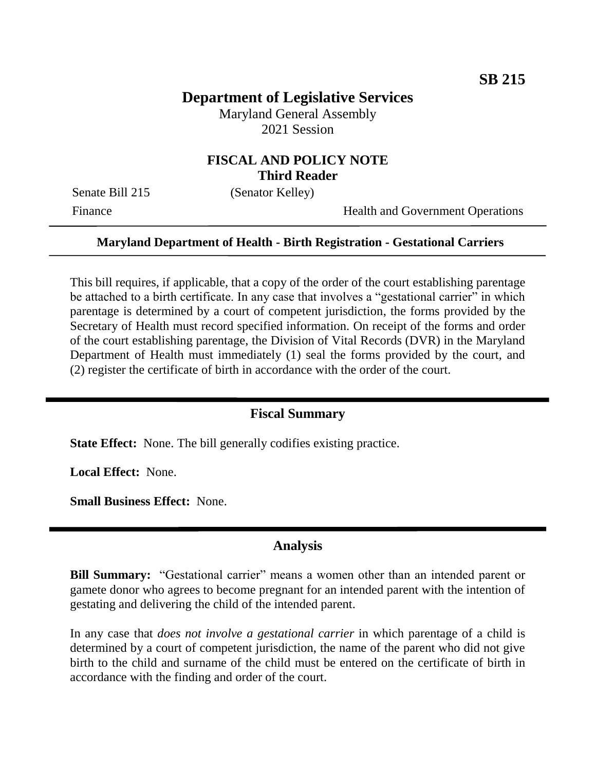**SB 215**

# Department of Legislative Services

Maryland General Assembly
2021 Session

## FISCAL AND POLICY NOTE
**Third Reader**

Senate Bill 215 (Senator Kelley)

Finance Health and Government Operations

---

**Maryland Department of Health - Birth Registration - Gestational Carriers**

---

This bill requires, if applicable, that a copy of the order of the court establishing parentage be attached to a birth certificate. In any case that involves a "gestational carrier" in which parentage is determined by a court of competent jurisdiction, the forms provided by the Secretary of Health must record specified information. On receipt of the forms and order of the court establishing parentage, the Division of Vital Records (DVR) in the Maryland Department of Health must immediately (1) seal the forms provided by the court, and (2) register the certificate of birth in accordance with the order of the court.

## Fiscal Summary

**State Effect:** None. The bill generally codifies existing practice.

**Local Effect:** None.

**Small Business Effect:** None.

## Analysis

**Bill Summary:** "Gestational carrier" means a women other than an intended parent or gamete donor who agrees to become pregnant for an intended parent with the intention of gestating and delivering the child of the intended parent.

In any case that *does not involve a gestational carrier* in which parentage of a child is determined by a court of competent jurisdiction, the name of the parent who did not give birth to the child and surname of the child must be entered on the certificate of birth in accordance with the finding and order of the court.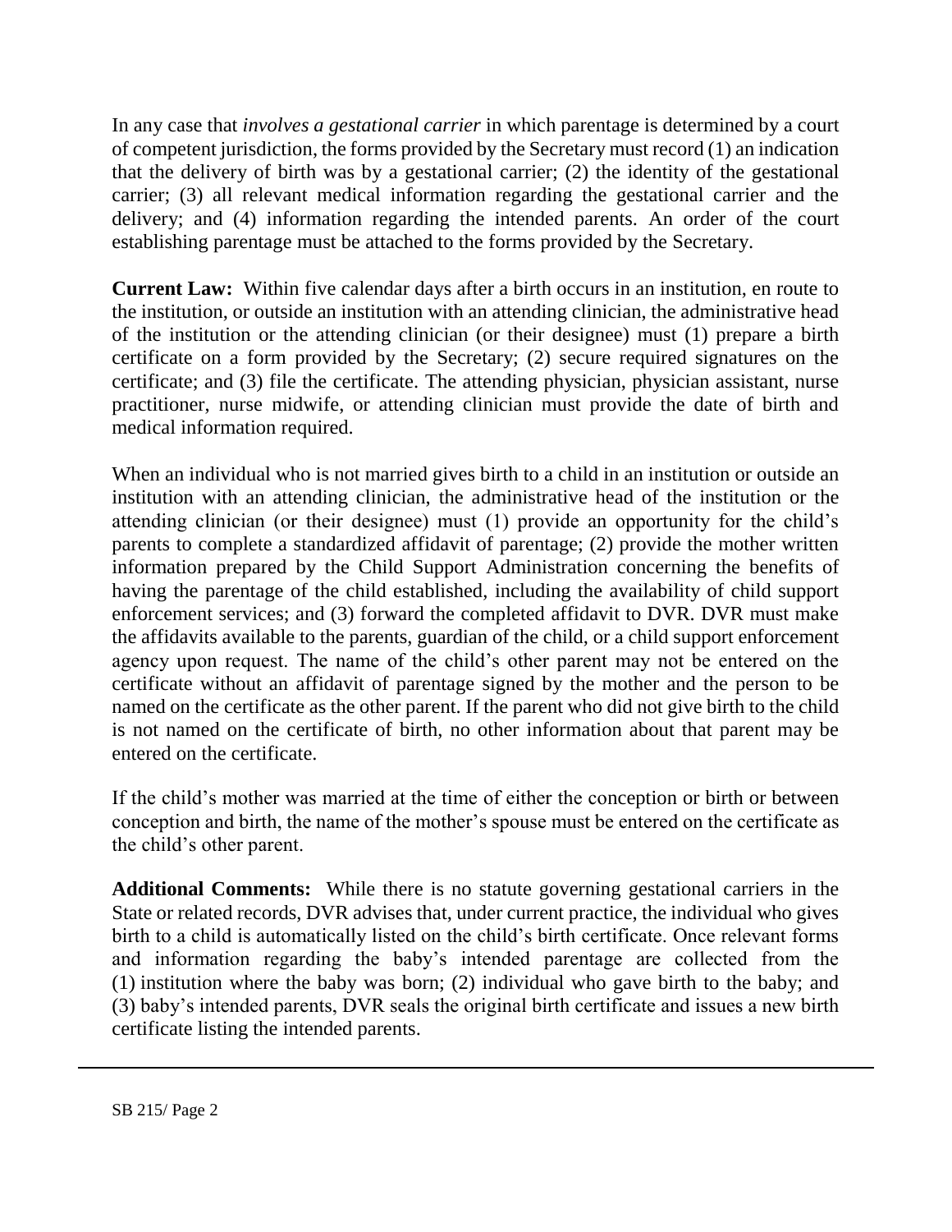In any case that *involves a gestational carrier* in which parentage is determined by a court of competent jurisdiction, the forms provided by the Secretary must record (1) an indication that the delivery of birth was by a gestational carrier; (2) the identity of the gestational carrier; (3) all relevant medical information regarding the gestational carrier and the delivery; and (4) information regarding the intended parents. An order of the court establishing parentage must be attached to the forms provided by the Secretary.

**Current Law:** Within five calendar days after a birth occurs in an institution, en route to the institution, or outside an institution with an attending clinician, the administrative head of the institution or the attending clinician (or their designee) must (1) prepare a birth certificate on a form provided by the Secretary; (2) secure required signatures on the certificate; and (3) file the certificate. The attending physician, physician assistant, nurse practitioner, nurse midwife, or attending clinician must provide the date of birth and medical information required.

When an individual who is not married gives birth to a child in an institution or outside an institution with an attending clinician, the administrative head of the institution or the attending clinician (or their designee) must (1) provide an opportunity for the child's parents to complete a standardized affidavit of parentage; (2) provide the mother written information prepared by the Child Support Administration concerning the benefits of having the parentage of the child established, including the availability of child support enforcement services; and (3) forward the completed affidavit to DVR. DVR must make the affidavits available to the parents, guardian of the child, or a child support enforcement agency upon request. The name of the child's other parent may not be entered on the certificate without an affidavit of parentage signed by the mother and the person to be named on the certificate as the other parent. If the parent who did not give birth to the child is not named on the certificate of birth, no other information about that parent may be entered on the certificate.

If the child's mother was married at the time of either the conception or birth or between conception and birth, the name of the mother's spouse must be entered on the certificate as the child's other parent.

**Additional Comments:** While there is no statute governing gestational carriers in the State or related records, DVR advises that, under current practice, the individual who gives birth to a child is automatically listed on the child's birth certificate. Once relevant forms and information regarding the baby's intended parentage are collected from the (1) institution where the baby was born; (2) individual who gave birth to the baby; and (3) baby's intended parents, DVR seals the original birth certificate and issues a new birth certificate listing the intended parents.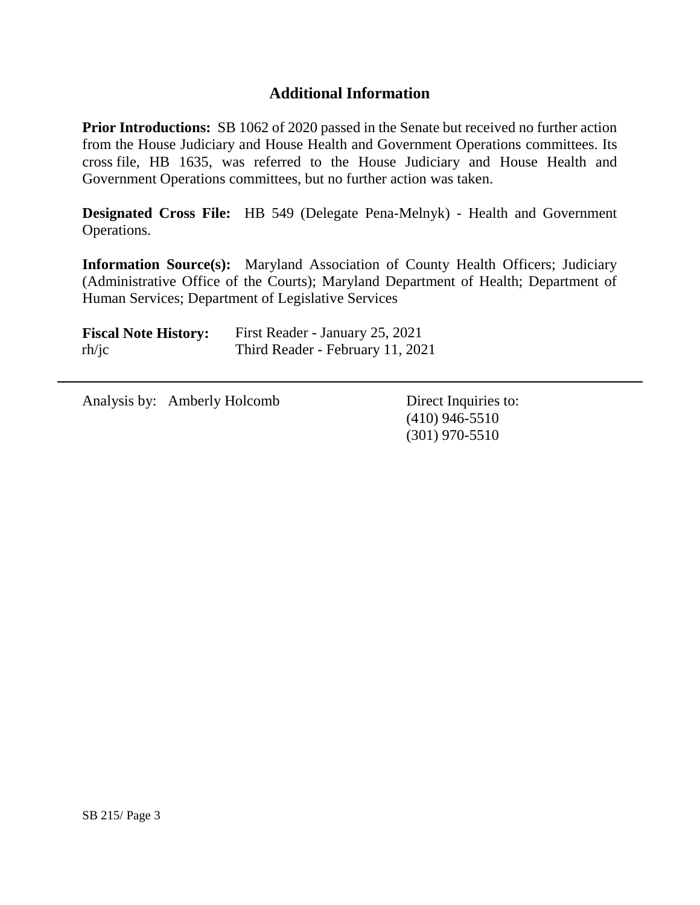## Additional Information

**Prior Introductions:** SB 1062 of 2020 passed in the Senate but received no further action from the House Judiciary and House Health and Government Operations committees. Its cross file, HB 1635, was referred to the House Judiciary and House Health and Government Operations committees, but no further action was taken.

**Designated Cross File:** HB 549 (Delegate Pena-Melnyk) - Health and Government Operations.

**Information Source(s):** Maryland Association of County Health Officers; Judiciary (Administrative Office of the Courts); Maryland Department of Health; Department of Human Services; Department of Legislative Services

**Fiscal Note History:** First Reader - January 25, 2021
rh/jc Third Reader - February 11, 2021

---

Analysis by: Amberly Holcomb

Direct Inquiries to:
(410) 946-5510
(301) 970-5510